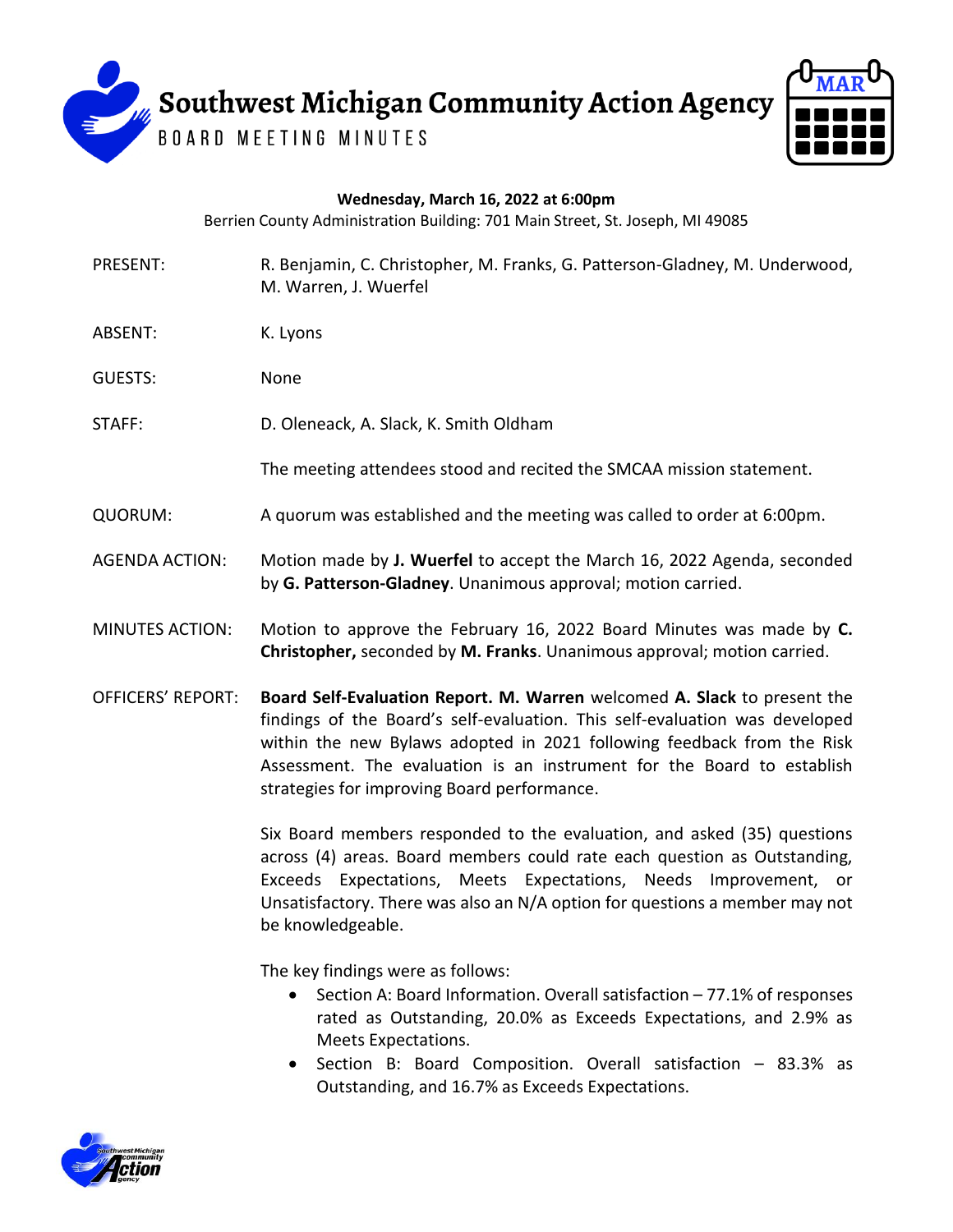# Southwest Michigan Community Action Agency

## BOARD MEETING MINUTES

**Wednesday, March 16, 2022 at 6:00pm**
Berrien County Administration Building: 701 Main Street, St. Joseph, MI 49085

PRESENT: R. Benjamin, C. Christopher, M. Franks, G. Patterson-Gladney, M. Underwood, M. Warren, J. Wuerfel

ABSENT: K. Lyons

GUESTS: None

STAFF: D. Oleneack, A. Slack, K. Smith Oldham

The meeting attendees stood and recited the SMCAA mission statement.

QUORUM: A quorum was established and the meeting was called to order at 6:00pm.

AGENDA ACTION: Motion made by **J. Wuerfel** to accept the March 16, 2022 Agenda, seconded by **G. Patterson-Gladney**. Unanimous approval; motion carried.

MINUTES ACTION: Motion to approve the February 16, 2022 Board Minutes was made by **C. Christopher,** seconded by **M. Franks**. Unanimous approval; motion carried.

OFFICERS' REPORT: **Board Self-Evaluation Report. M. Warren** welcomed **A. Slack** to present the findings of the Board's self-evaluation. This self-evaluation was developed within the new Bylaws adopted in 2021 following feedback from the Risk Assessment. The evaluation is an instrument for the Board to establish strategies for improving Board performance.

Six Board members responded to the evaluation, and asked (35) questions across (4) areas. Board members could rate each question as Outstanding, Exceeds Expectations, Meets Expectations, Needs Improvement, or Unsatisfactory. There was also an N/A option for questions a member may not be knowledgeable.

The key findings were as follows:

- Section A: Board Information. Overall satisfaction – 77.1% of responses rated as Outstanding, 20.0% as Exceeds Expectations, and 2.9% as Meets Expectations.
- Section B: Board Composition. Overall satisfaction – 83.3% as Outstanding, and 16.7% as Exceeds Expectations.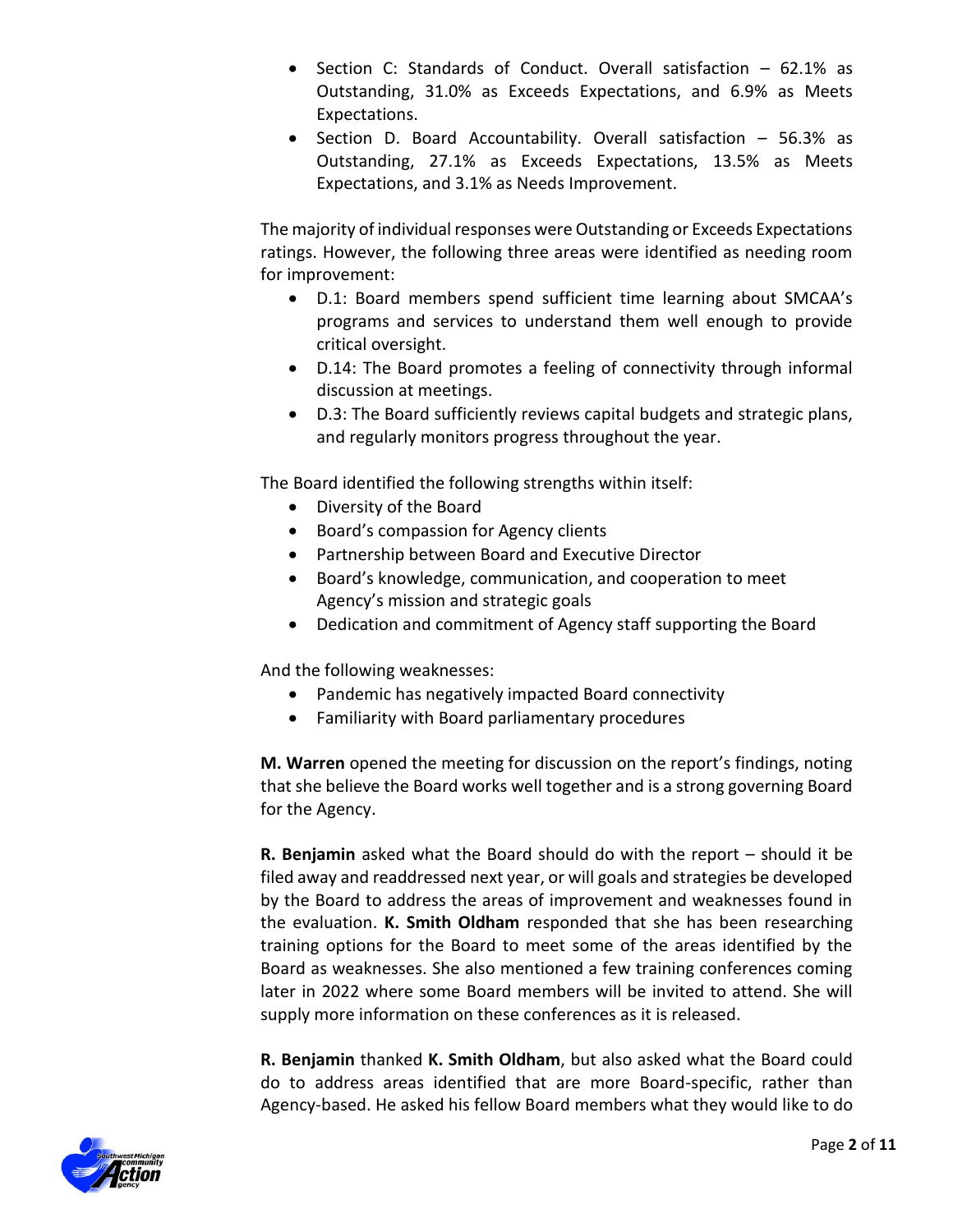- Section C: Standards of Conduct. Overall satisfaction – 62.1% as Outstanding, 31.0% as Exceeds Expectations, and 6.9% as Meets Expectations.
- Section D. Board Accountability. Overall satisfaction – 56.3% as Outstanding, 27.1% as Exceeds Expectations, 13.5% as Meets Expectations, and 3.1% as Needs Improvement.

The majority of individual responses were Outstanding or Exceeds Expectations ratings. However, the following three areas were identified as needing room for improvement:

- D.1: Board members spend sufficient time learning about SMCAA's programs and services to understand them well enough to provide critical oversight.
- D.14: The Board promotes a feeling of connectivity through informal discussion at meetings.
- D.3: The Board sufficiently reviews capital budgets and strategic plans, and regularly monitors progress throughout the year.

The Board identified the following strengths within itself:

- Diversity of the Board
- Board's compassion for Agency clients
- Partnership between Board and Executive Director
- Board's knowledge, communication, and cooperation to meet Agency's mission and strategic goals
- Dedication and commitment of Agency staff supporting the Board

And the following weaknesses:

- Pandemic has negatively impacted Board connectivity
- Familiarity with Board parliamentary procedures

**M. Warren** opened the meeting for discussion on the report's findings, noting that she believe the Board works well together and is a strong governing Board for the Agency.

**R. Benjamin** asked what the Board should do with the report – should it be filed away and readdressed next year, or will goals and strategies be developed by the Board to address the areas of improvement and weaknesses found in the evaluation. **K. Smith Oldham** responded that she has been researching training options for the Board to meet some of the areas identified by the Board as weaknesses. She also mentioned a few training conferences coming later in 2022 where some Board members will be invited to attend. She will supply more information on these conferences as it is released.

**R. Benjamin** thanked **K. Smith Oldham**, but also asked what the Board could do to address areas identified that are more Board-specific, rather than Agency-based. He asked his fellow Board members what they would like to do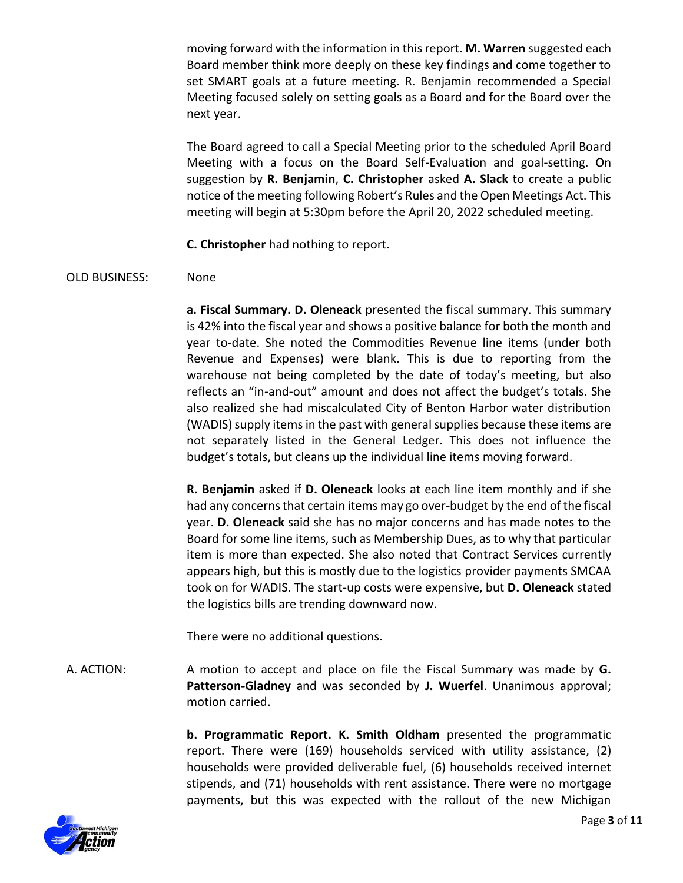moving forward with the information in this report. **M. Warren** suggested each Board member think more deeply on these key findings and come together to set SMART goals at a future meeting. R. Benjamin recommended a Special Meeting focused solely on setting goals as a Board and for the Board over the next year.

The Board agreed to call a Special Meeting prior to the scheduled April Board Meeting with a focus on the Board Self-Evaluation and goal-setting. On suggestion by **R. Benjamin**, **C. Christopher** asked **A. Slack** to create a public notice of the meeting following Robert's Rules and the Open Meetings Act. This meeting will begin at 5:30pm before the April 20, 2022 scheduled meeting.

**C. Christopher** had nothing to report.

OLD BUSINESS: None

**a. Fiscal Summary. D. Oleneack** presented the fiscal summary. This summary is 42% into the fiscal year and shows a positive balance for both the month and year to-date. She noted the Commodities Revenue line items (under both Revenue and Expenses) were blank. This is due to reporting from the warehouse not being completed by the date of today's meeting, but also reflects an "in-and-out" amount and does not affect the budget's totals. She also realized she had miscalculated City of Benton Harbor water distribution (WADIS) supply items in the past with general supplies because these items are not separately listed in the General Ledger. This does not influence the budget's totals, but cleans up the individual line items moving forward.

**R. Benjamin** asked if **D. Oleneack** looks at each line item monthly and if she had any concerns that certain items may go over-budget by the end of the fiscal year. **D. Oleneack** said she has no major concerns and has made notes to the Board for some line items, such as Membership Dues, as to why that particular item is more than expected. She also noted that Contract Services currently appears high, but this is mostly due to the logistics provider payments SMCAA took on for WADIS. The start-up costs were expensive, but **D. Oleneack** stated the logistics bills are trending downward now.

There were no additional questions.

A. ACTION: A motion to accept and place on file the Fiscal Summary was made by **G. Patterson-Gladney** and was seconded by **J. Wuerfel**. Unanimous approval; motion carried.

**b. Programmatic Report. K. Smith Oldham** presented the programmatic report. There were (169) households serviced with utility assistance, (2) households were provided deliverable fuel, (6) households received internet stipends, and (71) households with rent assistance. There were no mortgage payments, but this was expected with the rollout of the new Michigan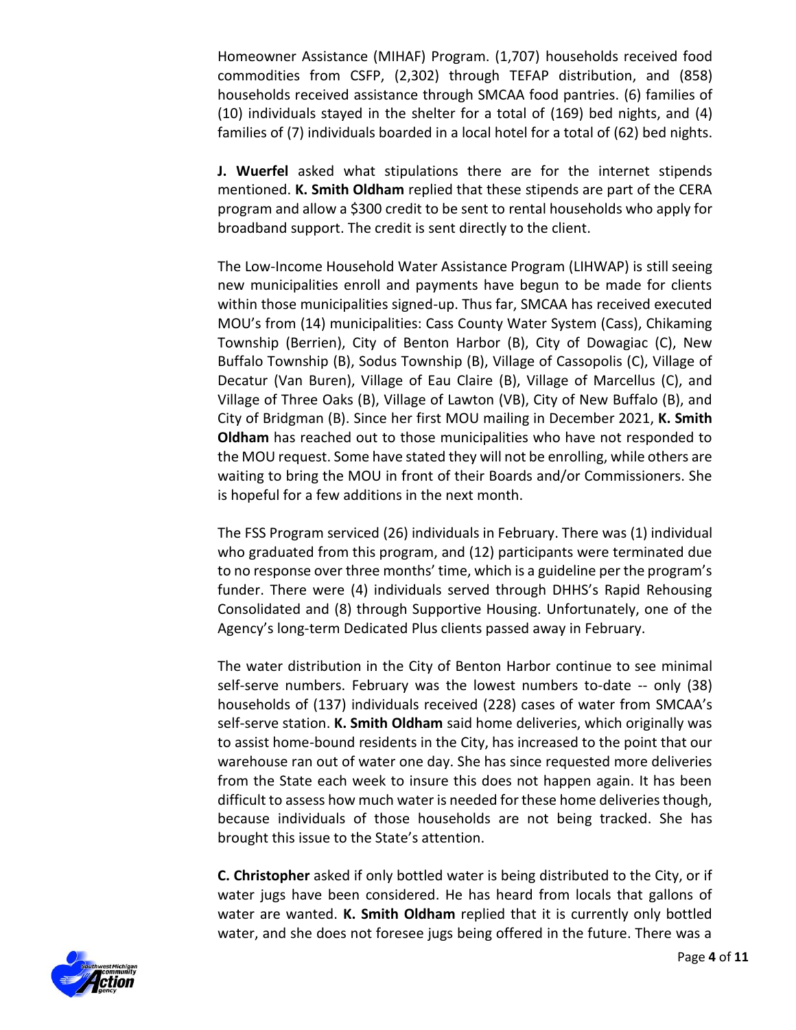Homeowner Assistance (MIHAF) Program. (1,707) households received food commodities from CSFP, (2,302) through TEFAP distribution, and (858) households received assistance through SMCAA food pantries. (6) families of (10) individuals stayed in the shelter for a total of (169) bed nights, and (4) families of (7) individuals boarded in a local hotel for a total of (62) bed nights.

**J. Wuerfel** asked what stipulations there are for the internet stipends mentioned. **K. Smith Oldham** replied that these stipends are part of the CERA program and allow a $300 credit to be sent to rental households who apply for broadband support. The credit is sent directly to the client.

The Low-Income Household Water Assistance Program (LIHWAP) is still seeing new municipalities enroll and payments have begun to be made for clients within those municipalities signed-up. Thus far, SMCAA has received executed MOU's from (14) municipalities: Cass County Water System (Cass), Chikaming Township (Berrien), City of Benton Harbor (B), City of Dowagiac (C), New Buffalo Township (B), Sodus Township (B), Village of Cassopolis (C), Village of Decatur (Van Buren), Village of Eau Claire (B), Village of Marcellus (C), and Village of Three Oaks (B), Village of Lawton (VB), City of New Buffalo (B), and City of Bridgman (B). Since her first MOU mailing in December 2021, **K. Smith Oldham** has reached out to those municipalities who have not responded to the MOU request. Some have stated they will not be enrolling, while others are waiting to bring the MOU in front of their Boards and/or Commissioners. She is hopeful for a few additions in the next month.

The FSS Program serviced (26) individuals in February. There was (1) individual who graduated from this program, and (12) participants were terminated due to no response over three months' time, which is a guideline per the program's funder. There were (4) individuals served through DHHS's Rapid Rehousing Consolidated and (8) through Supportive Housing. Unfortunately, one of the Agency's long-term Dedicated Plus clients passed away in February.

The water distribution in the City of Benton Harbor continue to see minimal self-serve numbers. February was the lowest numbers to-date -- only (38) households of (137) individuals received (228) cases of water from SMCAA's self-serve station. **K. Smith Oldham** said home deliveries, which originally was to assist home-bound residents in the City, has increased to the point that our warehouse ran out of water one day. She has since requested more deliveries from the State each week to insure this does not happen again. It has been difficult to assess how much water is needed for these home deliveries though, because individuals of those households are not being tracked. She has brought this issue to the State's attention.

**C. Christopher** asked if only bottled water is being distributed to the City, or if water jugs have been considered. He has heard from locals that gallons of water are wanted. **K. Smith Oldham** replied that it is currently only bottled water, and she does not foresee jugs being offered in the future. There was a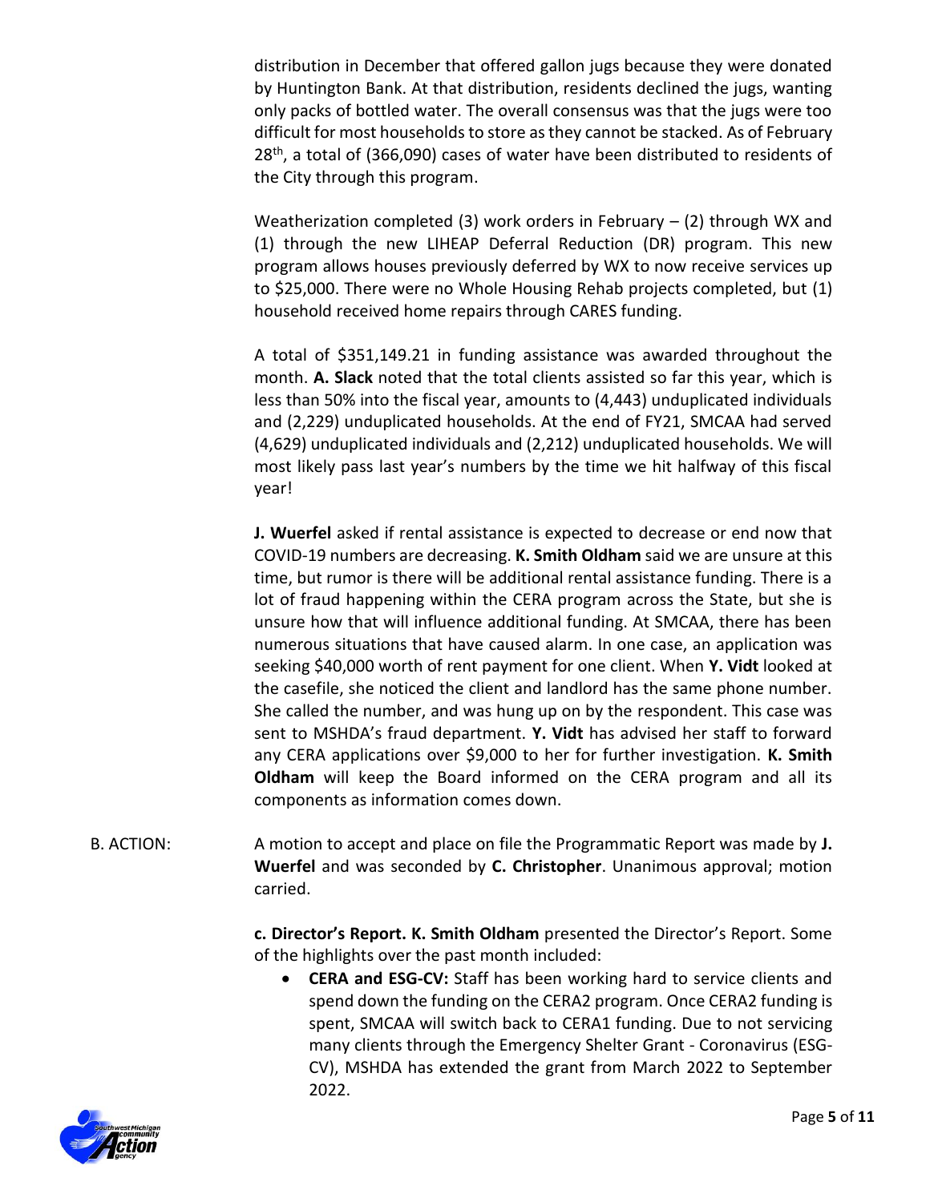distribution in December that offered gallon jugs because they were donated by Huntington Bank. At that distribution, residents declined the jugs, wanting only packs of bottled water. The overall consensus was that the jugs were too difficult for most households to store as they cannot be stacked. As of February 28th, a total of (366,090) cases of water have been distributed to residents of the City through this program.

Weatherization completed (3) work orders in February – (2) through WX and (1) through the new LIHEAP Deferral Reduction (DR) program. This new program allows houses previously deferred by WX to now receive services up to $25,000. There were no Whole Housing Rehab projects completed, but (1) household received home repairs through CARES funding.

A total of $351,149.21 in funding assistance was awarded throughout the month. **A. Slack** noted that the total clients assisted so far this year, which is less than 50% into the fiscal year, amounts to (4,443) unduplicated individuals and (2,229) unduplicated households. At the end of FY21, SMCAA had served (4,629) unduplicated individuals and (2,212) unduplicated households. We will most likely pass last year's numbers by the time we hit halfway of this fiscal year!

**J. Wuerfel** asked if rental assistance is expected to decrease or end now that COVID-19 numbers are decreasing. **K. Smith Oldham** said we are unsure at this time, but rumor is there will be additional rental assistance funding. There is a lot of fraud happening within the CERA program across the State, but she is unsure how that will influence additional funding. At SMCAA, there has been numerous situations that have caused alarm. In one case, an application was seeking $40,000 worth of rent payment for one client. When **Y. Vidt** looked at the casefile, she noticed the client and landlord has the same phone number. She called the number, and was hung up on by the respondent. This case was sent to MSHDA's fraud department. **Y. Vidt** has advised her staff to forward any CERA applications over $9,000 to her for further investigation. **K. Smith Oldham** will keep the Board informed on the CERA program and all its components as information comes down.

B. ACTION: A motion to accept and place on file the Programmatic Report was made by **J. Wuerfel** and was seconded by **C. Christopher**. Unanimous approval; motion carried.

**c. Director's Report. K. Smith Oldham** presented the Director's Report. Some of the highlights over the past month included:

- **CERA and ESG-CV:** Staff has been working hard to service clients and spend down the funding on the CERA2 program. Once CERA2 funding is spent, SMCAA will switch back to CERA1 funding. Due to not servicing many clients through the Emergency Shelter Grant - Coronavirus (ESG-CV), MSHDA has extended the grant from March 2022 to September 2022.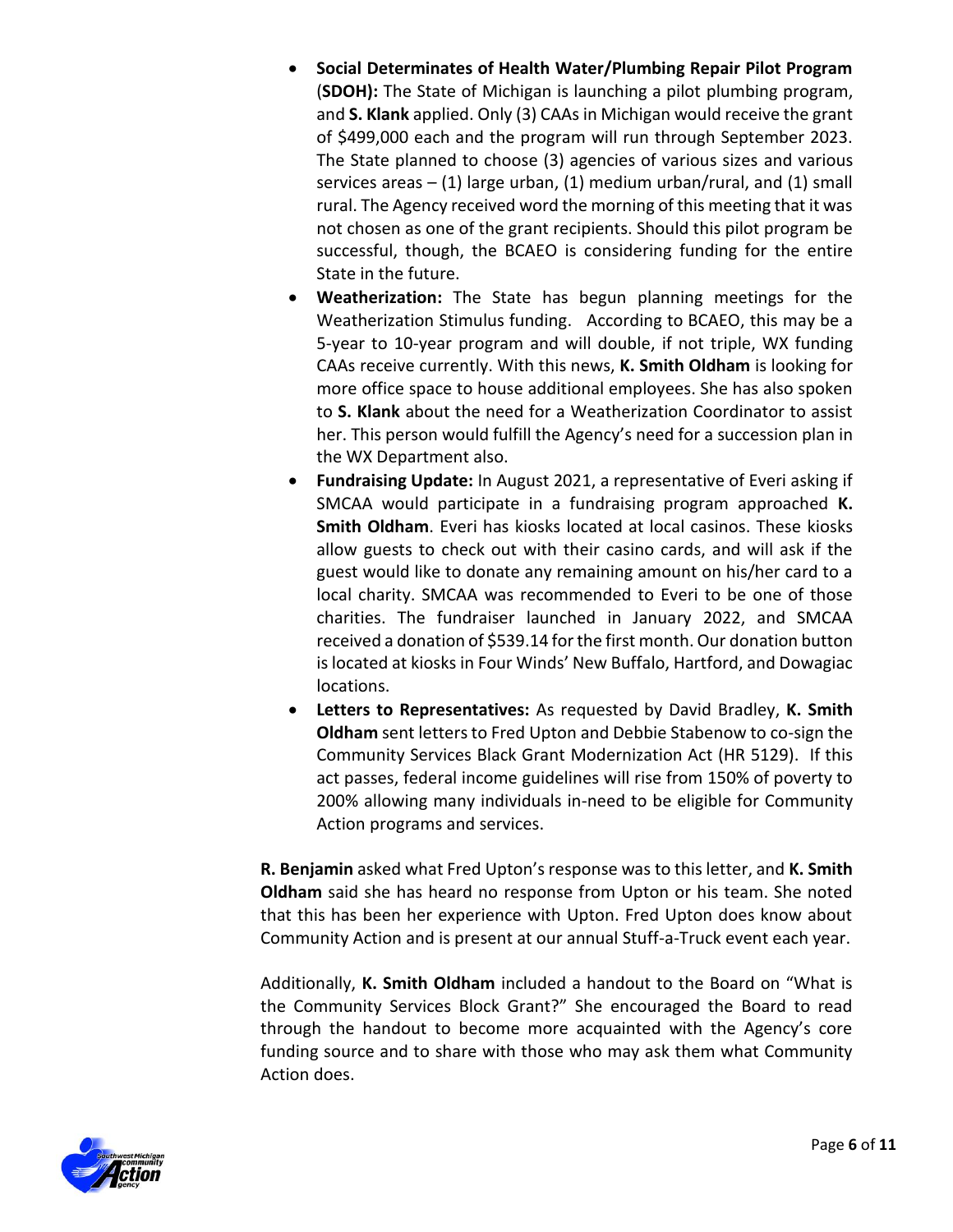- **Social Determinates of Health Water/Plumbing Repair Pilot Program** (**SDOH):** The State of Michigan is launching a pilot plumbing program, and **S. Klank** applied. Only (3) CAAs in Michigan would receive the grant of $499,000 each and the program will run through September 2023. The State planned to choose (3) agencies of various sizes and various services areas – (1) large urban, (1) medium urban/rural, and (1) small rural. The Agency received word the morning of this meeting that it was not chosen as one of the grant recipients. Should this pilot program be successful, though, the BCAEO is considering funding for the entire State in the future.
- **Weatherization:** The State has begun planning meetings for the Weatherization Stimulus funding. According to BCAEO, this may be a 5-year to 10-year program and will double, if not triple, WX funding CAAs receive currently. With this news, **K. Smith Oldham** is looking for more office space to house additional employees. She has also spoken to **S. Klank** about the need for a Weatherization Coordinator to assist her. This person would fulfill the Agency's need for a succession plan in the WX Department also.
- **Fundraising Update:** In August 2021, a representative of Everi asking if SMCAA would participate in a fundraising program approached **K. Smith Oldham**. Everi has kiosks located at local casinos. These kiosks allow guests to check out with their casino cards, and will ask if the guest would like to donate any remaining amount on his/her card to a local charity. SMCAA was recommended to Everi to be one of those charities. The fundraiser launched in January 2022, and SMCAA received a donation of $539.14 for the first month. Our donation button is located at kiosks in Four Winds' New Buffalo, Hartford, and Dowagiac locations.
- **Letters to Representatives:** As requested by David Bradley, **K. Smith Oldham** sent letters to Fred Upton and Debbie Stabenow to co-sign the Community Services Black Grant Modernization Act (HR 5129). If this act passes, federal income guidelines will rise from 150% of poverty to 200% allowing many individuals in-need to be eligible for Community Action programs and services.

**R. Benjamin** asked what Fred Upton's response was to this letter, and **K. Smith Oldham** said she has heard no response from Upton or his team. She noted that this has been her experience with Upton. Fred Upton does know about Community Action and is present at our annual Stuff-a-Truck event each year.

Additionally, **K. Smith Oldham** included a handout to the Board on "What is the Community Services Block Grant?" She encouraged the Board to read through the handout to become more acquainted with the Agency's core funding source and to share with those who may ask them what Community Action does.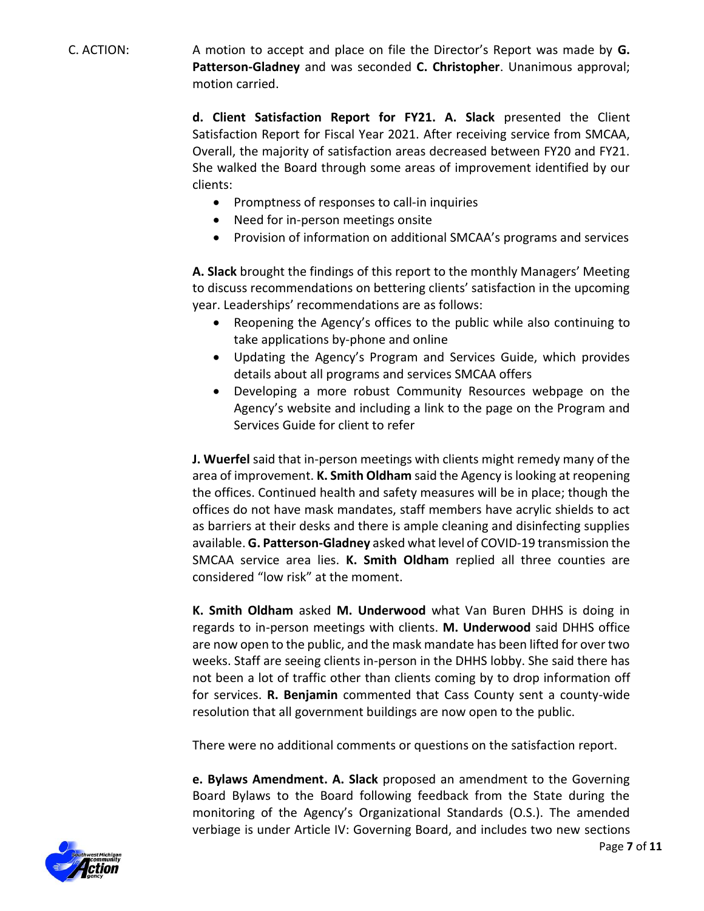C. ACTION: A motion to accept and place on file the Director's Report was made by **G. Patterson-Gladney** and was seconded **C. Christopher**. Unanimous approval; motion carried.

**d. Client Satisfaction Report for FY21. A. Slack** presented the Client Satisfaction Report for Fiscal Year 2021. After receiving service from SMCAA, Overall, the majority of satisfaction areas decreased between FY20 and FY21. She walked the Board through some areas of improvement identified by our clients:

- Promptness of responses to call-in inquiries
- Need for in-person meetings onsite
- Provision of information on additional SMCAA's programs and services

**A. Slack** brought the findings of this report to the monthly Managers' Meeting to discuss recommendations on bettering clients' satisfaction in the upcoming year. Leaderships' recommendations are as follows:

- Reopening the Agency's offices to the public while also continuing to take applications by-phone and online
- Updating the Agency's Program and Services Guide, which provides details about all programs and services SMCAA offers
- Developing a more robust Community Resources webpage on the Agency's website and including a link to the page on the Program and Services Guide for client to refer

**J. Wuerfel** said that in-person meetings with clients might remedy many of the area of improvement. **K. Smith Oldham** said the Agency is looking at reopening the offices. Continued health and safety measures will be in place; though the offices do not have mask mandates, staff members have acrylic shields to act as barriers at their desks and there is ample cleaning and disinfecting supplies available. **G. Patterson-Gladney** asked what level of COVID-19 transmission the SMCAA service area lies. **K. Smith Oldham** replied all three counties are considered "low risk" at the moment.

**K. Smith Oldham** asked **M. Underwood** what Van Buren DHHS is doing in regards to in-person meetings with clients. **M. Underwood** said DHHS office are now open to the public, and the mask mandate has been lifted for over two weeks. Staff are seeing clients in-person in the DHHS lobby. She said there has not been a lot of traffic other than clients coming by to drop information off for services. **R. Benjamin** commented that Cass County sent a county-wide resolution that all government buildings are now open to the public.

There were no additional comments or questions on the satisfaction report.

**e. Bylaws Amendment. A. Slack** proposed an amendment to the Governing Board Bylaws to the Board following feedback from the State during the monitoring of the Agency's Organizational Standards (O.S.). The amended verbiage is under Article IV: Governing Board, and includes two new sections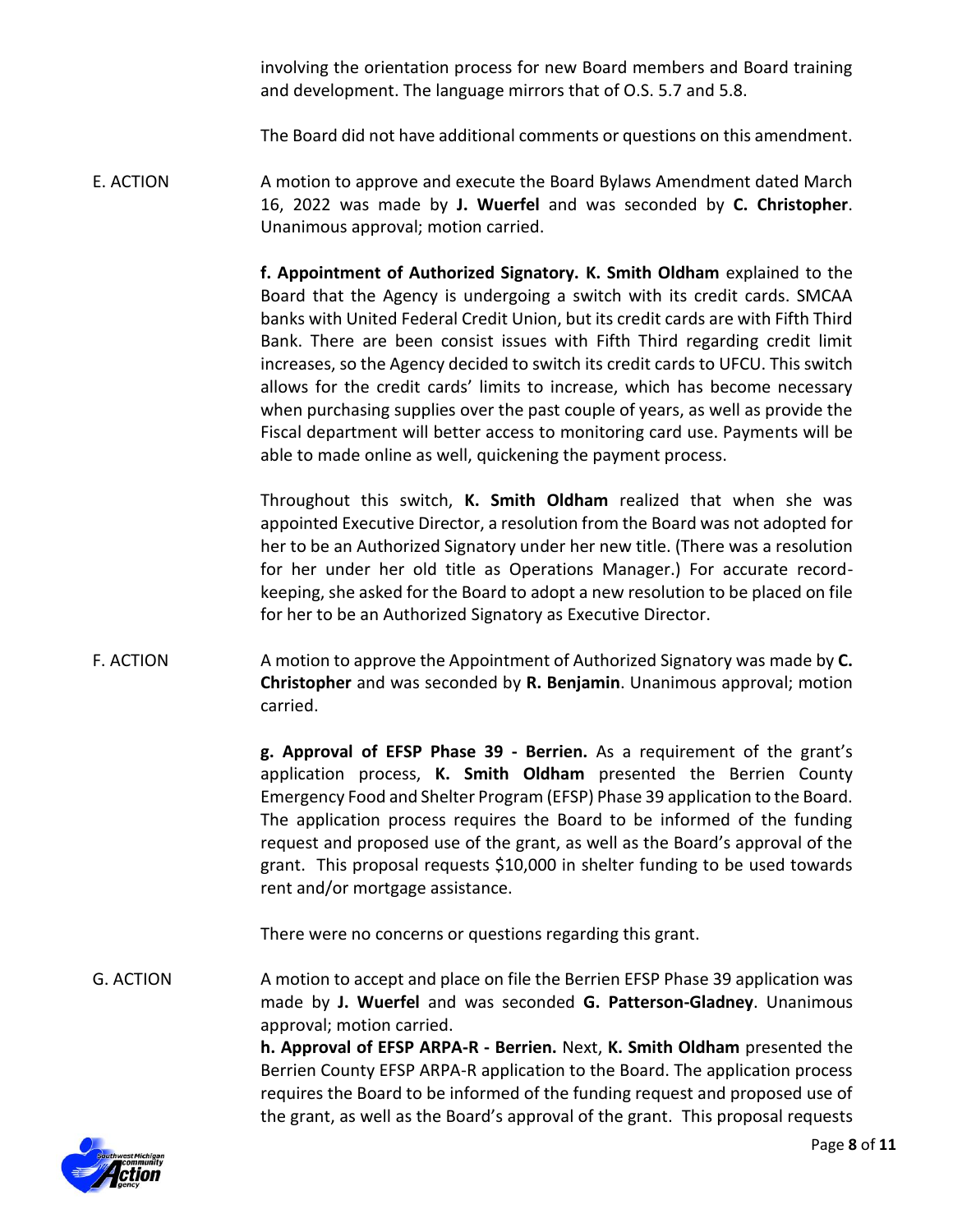involving the orientation process for new Board members and Board training and development. The language mirrors that of O.S. 5.7 and 5.8.

The Board did not have additional comments or questions on this amendment.

E. ACTION A motion to approve and execute the Board Bylaws Amendment dated March 16, 2022 was made by **J. Wuerfel** and was seconded by **C. Christopher**. Unanimous approval; motion carried.

**f. Appointment of Authorized Signatory. K. Smith Oldham** explained to the Board that the Agency is undergoing a switch with its credit cards. SMCAA banks with United Federal Credit Union, but its credit cards are with Fifth Third Bank. There are been consist issues with Fifth Third regarding credit limit increases, so the Agency decided to switch its credit cards to UFCU. This switch allows for the credit cards' limits to increase, which has become necessary when purchasing supplies over the past couple of years, as well as provide the Fiscal department will better access to monitoring card use. Payments will be able to made online as well, quickening the payment process.

Throughout this switch, **K. Smith Oldham** realized that when she was appointed Executive Director, a resolution from the Board was not adopted for her to be an Authorized Signatory under her new title. (There was a resolution for her under her old title as Operations Manager.) For accurate record-keeping, she asked for the Board to adopt a new resolution to be placed on file for her to be an Authorized Signatory as Executive Director.

F. ACTION A motion to approve the Appointment of Authorized Signatory was made by **C. Christopher** and was seconded by **R. Benjamin**. Unanimous approval; motion carried.

**g. Approval of EFSP Phase 39 - Berrien.** As a requirement of the grant's application process, **K. Smith Oldham** presented the Berrien County Emergency Food and Shelter Program (EFSP) Phase 39 application to the Board. The application process requires the Board to be informed of the funding request and proposed use of the grant, as well as the Board's approval of the grant. This proposal requests $10,000 in shelter funding to be used towards rent and/or mortgage assistance.

There were no concerns or questions regarding this grant.

G. ACTION A motion to accept and place on file the Berrien EFSP Phase 39 application was made by **J. Wuerfel** and was seconded **G. Patterson-Gladney**. Unanimous approval; motion carried.

**h. Approval of EFSP ARPA-R - Berrien.** Next, **K. Smith Oldham** presented the Berrien County EFSP ARPA-R application to the Board. The application process requires the Board to be informed of the funding request and proposed use of the grant, as well as the Board's approval of the grant. This proposal requests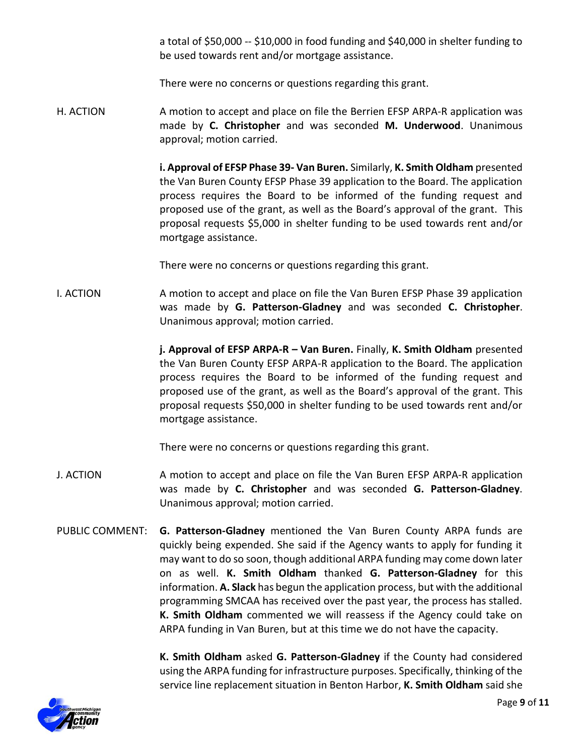a total of $50,000 -- $10,000 in food funding and $40,000 in shelter funding to be used towards rent and/or mortgage assistance.

There were no concerns or questions regarding this grant.

H. ACTION — A motion to accept and place on file the Berrien EFSP ARPA-R application was made by **C. Christopher** and was seconded **M. Underwood**. Unanimous approval; motion carried.

**i. Approval of EFSP Phase 39- Van Buren.** Similarly, **K. Smith Oldham** presented the Van Buren County EFSP Phase 39 application to the Board. The application process requires the Board to be informed of the funding request and proposed use of the grant, as well as the Board's approval of the grant. This proposal requests $5,000 in shelter funding to be used towards rent and/or mortgage assistance.

There were no concerns or questions regarding this grant.

I. ACTION — A motion to accept and place on file the Van Buren EFSP Phase 39 application was made by **G. Patterson-Gladney** and was seconded **C. Christopher**. Unanimous approval; motion carried.

**j. Approval of EFSP ARPA-R – Van Buren.** Finally, **K. Smith Oldham** presented the Van Buren County EFSP ARPA-R application to the Board. The application process requires the Board to be informed of the funding request and proposed use of the grant, as well as the Board's approval of the grant. This proposal requests $50,000 in shelter funding to be used towards rent and/or mortgage assistance.

There were no concerns or questions regarding this grant.

J. ACTION — A motion to accept and place on file the Van Buren EFSP ARPA-R application was made by **C. Christopher** and was seconded **G. Patterson-Gladney**. Unanimous approval; motion carried.

PUBLIC COMMENT: **G. Patterson-Gladney** mentioned the Van Buren County ARPA funds are quickly being expended. She said if the Agency wants to apply for funding it may want to do so soon, though additional ARPA funding may come down later on as well. **K. Smith Oldham** thanked **G. Patterson-Gladney** for this information. **A. Slack** has begun the application process, but with the additional programming SMCAA has received over the past year, the process has stalled. **K. Smith Oldham** commented we will reassess if the Agency could take on ARPA funding in Van Buren, but at this time we do not have the capacity.

**K. Smith Oldham** asked **G. Patterson-Gladney** if the County had considered using the ARPA funding for infrastructure purposes. Specifically, thinking of the service line replacement situation in Benton Harbor, **K. Smith Oldham** said she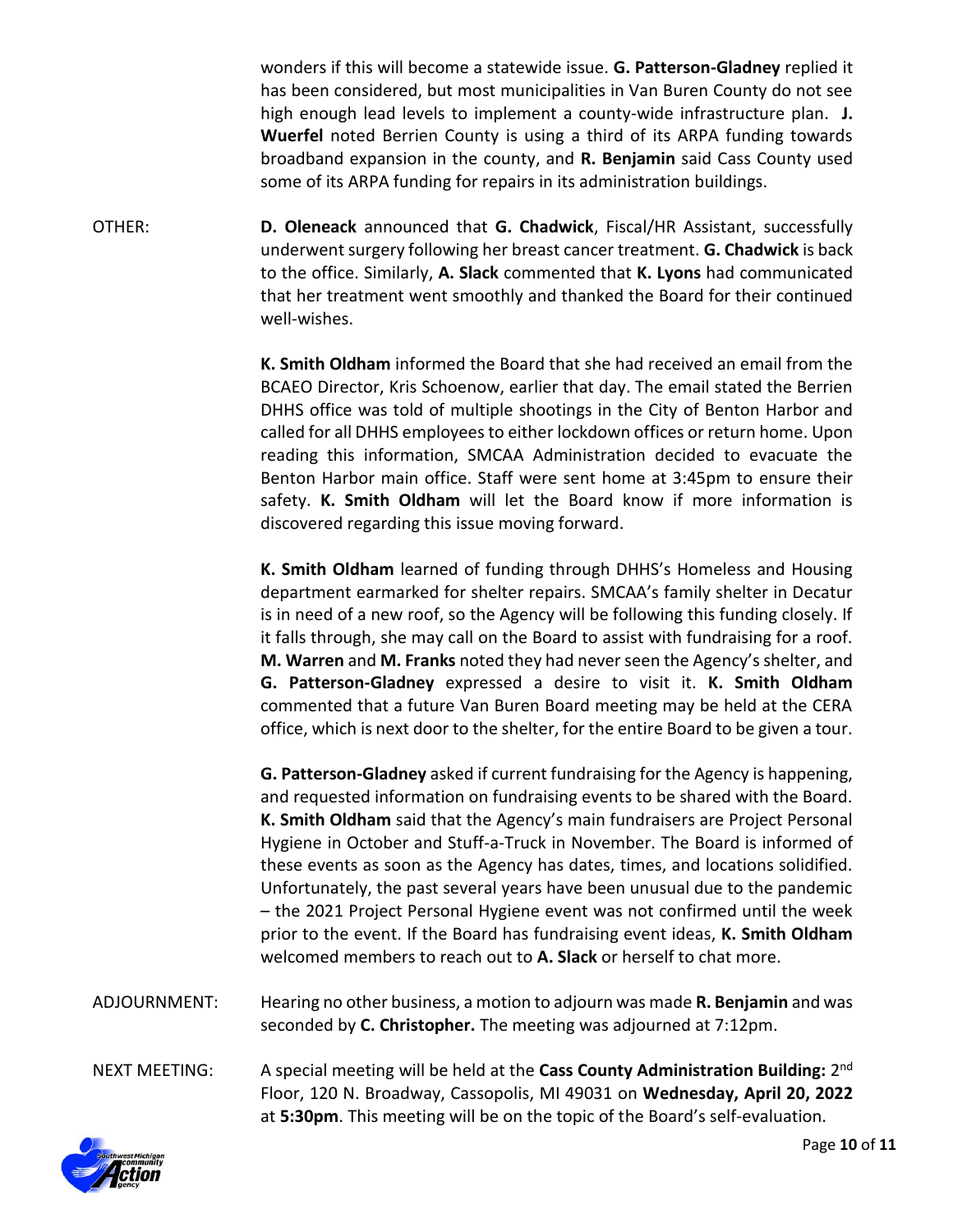wonders if this will become a statewide issue. **G. Patterson-Gladney** replied it has been considered, but most municipalities in Van Buren County do not see high enough lead levels to implement a county-wide infrastructure plan. **J. Wuerfel** noted Berrien County is using a third of its ARPA funding towards broadband expansion in the county, and **R. Benjamin** said Cass County used some of its ARPA funding for repairs in its administration buildings.

OTHER: **D. Oleneack** announced that **G. Chadwick**, Fiscal/HR Assistant, successfully underwent surgery following her breast cancer treatment. **G. Chadwick** is back to the office. Similarly, **A. Slack** commented that **K. Lyons** had communicated that her treatment went smoothly and thanked the Board for their continued well-wishes.

**K. Smith Oldham** informed the Board that she had received an email from the BCAEO Director, Kris Schoenow, earlier that day. The email stated the Berrien DHHS office was told of multiple shootings in the City of Benton Harbor and called for all DHHS employees to either lockdown offices or return home. Upon reading this information, SMCAA Administration decided to evacuate the Benton Harbor main office. Staff were sent home at 3:45pm to ensure their safety. **K. Smith Oldham** will let the Board know if more information is discovered regarding this issue moving forward.

**K. Smith Oldham** learned of funding through DHHS's Homeless and Housing department earmarked for shelter repairs. SMCAA's family shelter in Decatur is in need of a new roof, so the Agency will be following this funding closely. If it falls through, she may call on the Board to assist with fundraising for a roof. **M. Warren** and **M. Franks** noted they had never seen the Agency's shelter, and **G. Patterson-Gladney** expressed a desire to visit it. **K. Smith Oldham** commented that a future Van Buren Board meeting may be held at the CERA office, which is next door to the shelter, for the entire Board to be given a tour.

**G. Patterson-Gladney** asked if current fundraising for the Agency is happening, and requested information on fundraising events to be shared with the Board. **K. Smith Oldham** said that the Agency's main fundraisers are Project Personal Hygiene in October and Stuff-a-Truck in November. The Board is informed of these events as soon as the Agency has dates, times, and locations solidified. Unfortunately, the past several years have been unusual due to the pandemic – the 2021 Project Personal Hygiene event was not confirmed until the week prior to the event. If the Board has fundraising event ideas, **K. Smith Oldham** welcomed members to reach out to **A. Slack** or herself to chat more.

ADJOURNMENT: Hearing no other business, a motion to adjourn was made **R. Benjamin** and was seconded by **C. Christopher.** The meeting was adjourned at 7:12pm.

NEXT MEETING: A special meeting will be held at the **Cass County Administration Building:** 2nd Floor, 120 N. Broadway, Cassopolis, MI 49031 on **Wednesday, April 20, 2022** at **5:30pm**. This meeting will be on the topic of the Board's self-evaluation.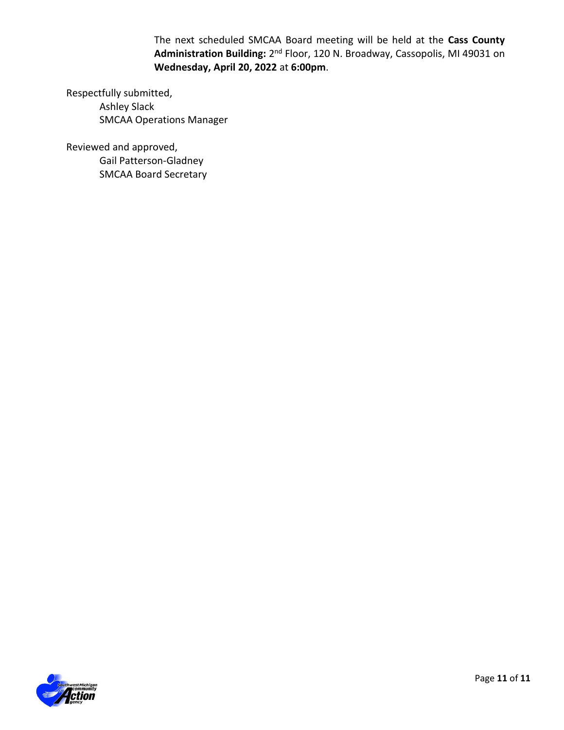The next scheduled SMCAA Board meeting will be held at the **Cass County Administration Building:** 2nd Floor, 120 N. Broadway, Cassopolis, MI 49031 on **Wednesday, April 20, 2022** at **6:00pm**.

Respectfully submitted,
Ashley Slack
SMCAA Operations Manager

Reviewed and approved,
Gail Patterson-Gladney
SMCAA Board Secretary